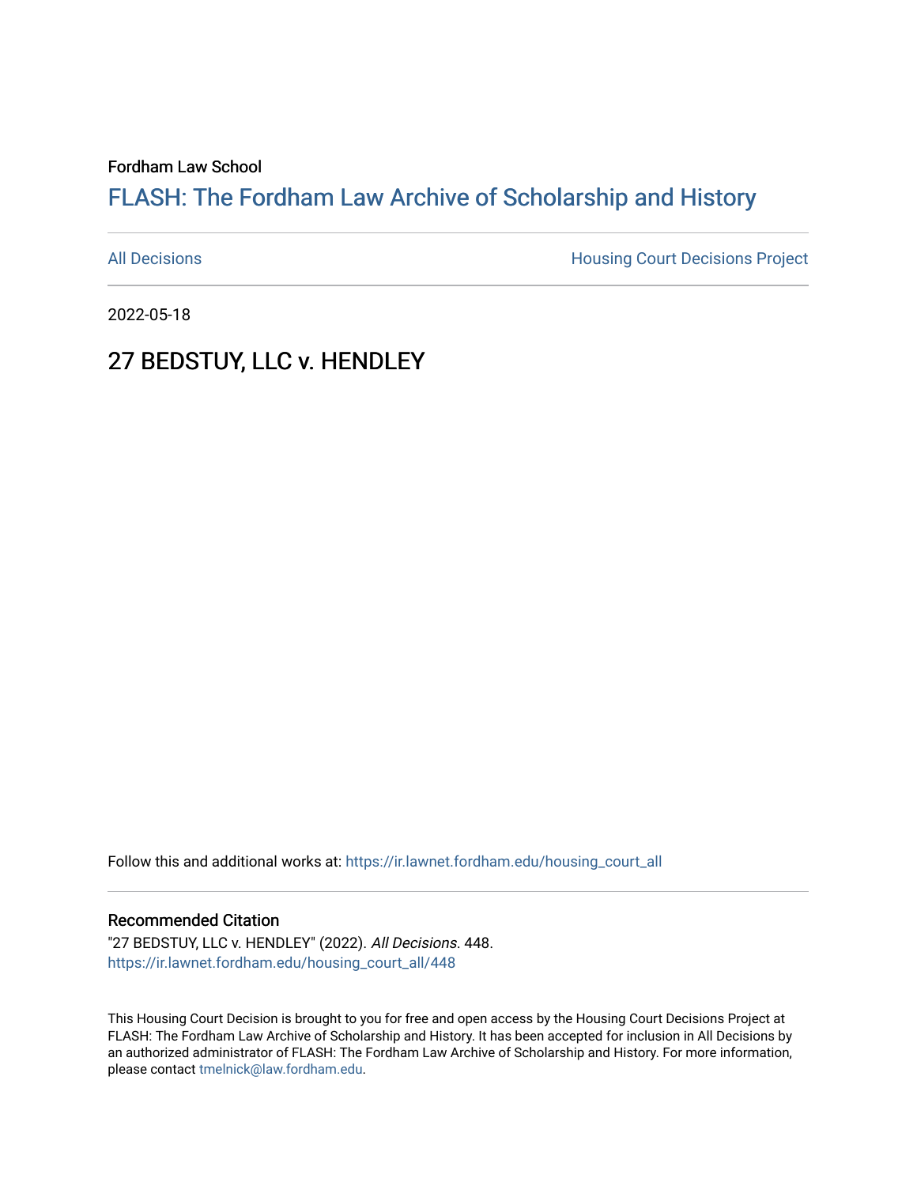Fordham Law School

# FLASH: The Fordham Law Archive of Scholarship and History

All Decisions

Housing Court Decisions Project

2022-05-18

## 27 BEDSTUY, LLC v. HENDLEY

Follow this and additional works at: https://ir.lawnet.fordham.edu/housing_court_all

### Recommended Citation

"27 BEDSTUY, LLC v. HENDLEY" (2022). *All Decisions*. 448.
https://ir.lawnet.fordham.edu/housing_court_all/448

This Housing Court Decision is brought to you for free and open access by the Housing Court Decisions Project at FLASH: The Fordham Law Archive of Scholarship and History. It has been accepted for inclusion in All Decisions by an authorized administrator of FLASH: The Fordham Law Archive of Scholarship and History. For more information, please contact tmelnick@law.fordham.edu.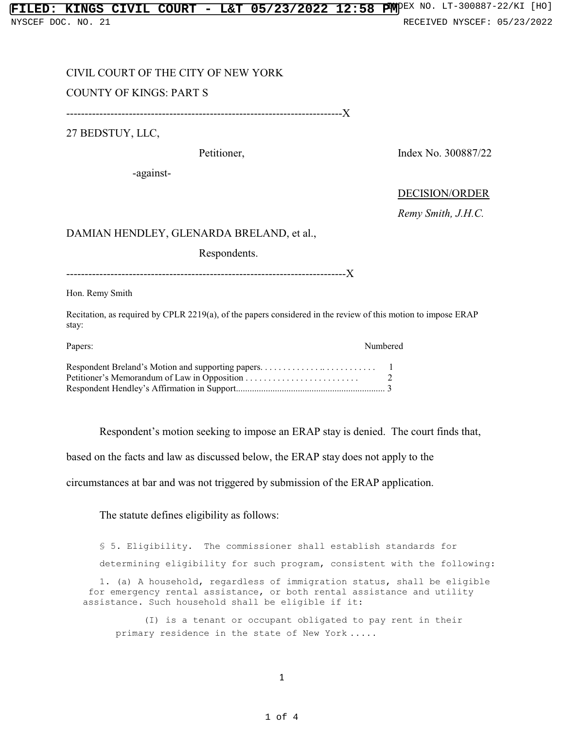CIVIL COURT OF THE CITY OF NEW YORK

COUNTY OF KINGS: PART S

---X

27 BEDSTUY, LLC,

Petitioner, Index No. 300887/22

-against-

DECISION/ORDER

*Remy Smith, J.H.C.*

DAMIAN HENDLEY, GLENARDA BRELAND, et al.,

Respondents.

---X

Hon. Remy Smith

Recitation, as required by CPLR 2219(a), of the papers considered in the review of this motion to impose ERAP stay:

| Papers: | Numbered |
| --- | --- |
| Respondent Breland's Motion and supporting papers. . . . . . . . . . . . . .. . . . . . . . . . . . | 1 |
| Petitioner's Memorandum of Law in Opposition . . . . . . . . . . . . . . . . . . . . . . . . | 2 |
| Respondent Hendley's Affirmation in Support................................................................ | 3 |

Respondent's motion seeking to impose an ERAP stay is denied. The court finds that, based on the facts and law as discussed below, the ERAP stay does not apply to the circumstances at bar and was not triggered by submission of the ERAP application.

The statute defines eligibility as follows:

> § 5. Eligibility. The commissioner shall establish standards for determining eligibility for such program, consistent with the following:
>
> 1. (a) A household, regardless of immigration status, shall be eligible for emergency rental assistance, or both rental assistance and utility assistance. Such household shall be eligible if it:
>
> (I) is a tenant or occupant obligated to pay rent in their primary residence in the state of New York .....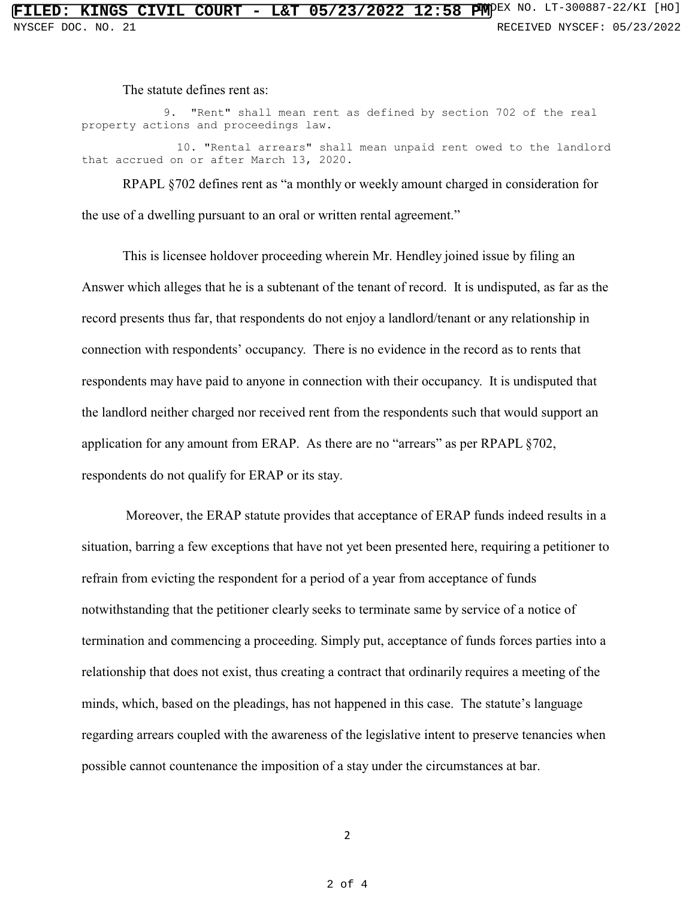The statute defines rent as:

> 9. "Rent" shall mean rent as defined by section 702 of the real property actions and proceedings law.
>
> 10. "Rental arrears" shall mean unpaid rent owed to the landlord that accrued on or after March 13, 2020.

RPAPL §702 defines rent as "a monthly or weekly amount charged in consideration for the use of a dwelling pursuant to an oral or written rental agreement."

This is licensee holdover proceeding wherein Mr. Hendley joined issue by filing an Answer which alleges that he is a subtenant of the tenant of record. It is undisputed, as far as the record presents thus far, that respondents do not enjoy a landlord/tenant or any relationship in connection with respondents' occupancy. There is no evidence in the record as to rents that respondents may have paid to anyone in connection with their occupancy. It is undisputed that the landlord neither charged nor received rent from the respondents such that would support an application for any amount from ERAP. As there are no "arrears" as per RPAPL §702, respondents do not qualify for ERAP or its stay.

Moreover, the ERAP statute provides that acceptance of ERAP funds indeed results in a situation, barring a few exceptions that have not yet been presented here, requiring a petitioner to refrain from evicting the respondent for a period of a year from acceptance of funds notwithstanding that the petitioner clearly seeks to terminate same by service of a notice of termination and commencing a proceeding. Simply put, acceptance of funds forces parties into a relationship that does not exist, thus creating a contract that ordinarily requires a meeting of the minds, which, based on the pleadings, has not happened in this case. The statute's language regarding arrears coupled with the awareness of the legislative intent to preserve tenancies when possible cannot countenance the imposition of a stay under the circumstances at bar.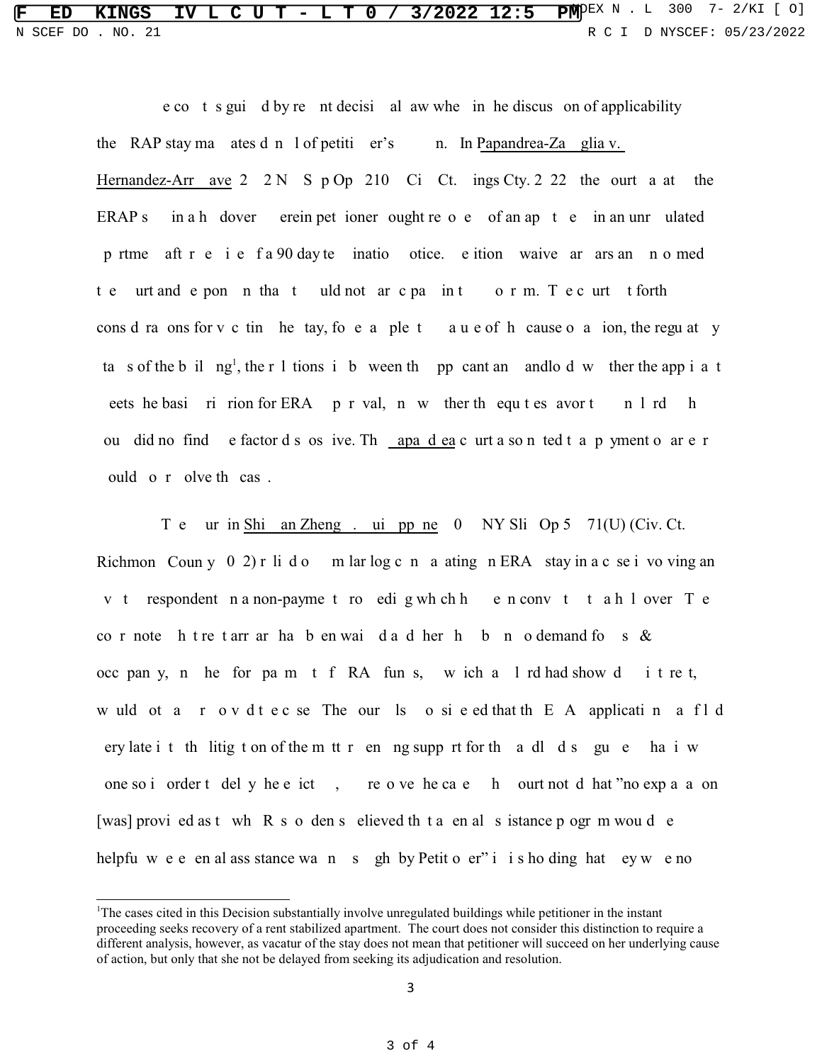The court is guided by recent decisional law wherein the discussion of applicability the ERAP stay mandates denial of petitioner's motion. In Papandrea-Zavaglia v. Hernandez-Arroyave 2022 NY Slip Op 210[...] (Civ Ct. Kings Cty. 2022) the court vacated the ERAP stay in a holdover wherein petitioner sought removal of an applicant in an unregulated apartment after service of a 90 day termination notice. Petitioner waived arrears and informed the court and respondent that she would not participate in the program. The court set forth considerations for vacating the stay, for example the nature of the cause of action, the regulatory status of the building[1], the relationship between the applicant and landlord, whether the applicant meets the basic criterion for ERAP approval, and whether the equities favor the landlord, and found no one factor dispositive. The Papandrea court also noted that payment of arrears would not resolve the case.

The court in Shihan Zheng v. Guippone 2022 NY Slip Op 5[...]71(U) (Civ. Ct. Richmond County 2022) relied on similar logic in vacating an ERAP stay in a case involving an [...] respondent in a non-payment proceeding which had been converted to a holdover. The court noted that rent arrears had been waived and there had been no demand for use & occupancy, and therefore payment of ERAP funds, in which landlord had shown disinterest, would not have resolved the case. The court also noticed that the ERAP application was filed very late in the litigation of the matter lending support for the landlord's argument that it was done solely in order to delay the eviction, [...] resolve the case. The court noted that "no explanation [was] provided as to why Respondents believed that a rental assistance program would be helpful where rental assistance was not sought by Petitioner" in its holding that they were not

[1]The cases cited in this Decision substantially involve unregulated buildings while petitioner in the instant proceeding seeks recovery of a rent stabilized apartment. The court does not consider this distinction to require a different analysis, however, as vacatur of the stay does not mean that petitioner will succeed on her underlying cause of action, but only that she not be delayed from seeking its adjudication and resolution.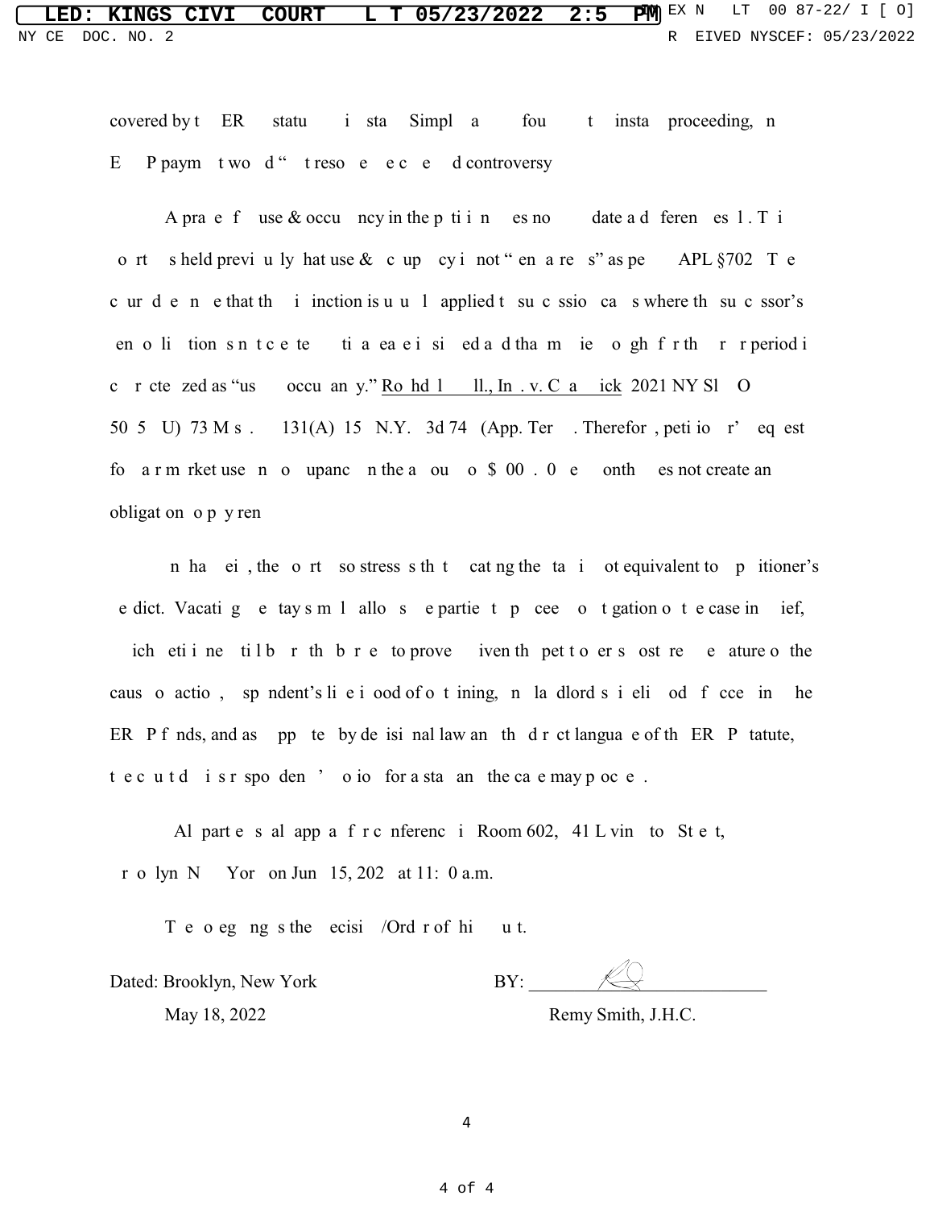covered by t ER statu i sta Simpl a fou t insta proceeding, n E P paym t wo d " t reso e e c e d controversy

A pra e f use & occu ncy in the p ti i n es no date a d feren es 1 . T i o rt s held previ u ly hat use & c up cy i not " en a re s" as pe APL §702 T e c ur d e n e that th i inction is u u l applied t su c ssio ca s where th su c ssor's en o li tion s n t c e te ti a ea e i si ed a d tha m ie o gh f r th r r period i c r cte zed as "us occu an y." Ro hd l ll., In . v. C a ick 2021 NY Sl O 50 5 U) 73 M s . 131(A) 15 N.Y. 3d 74 (App. Ter . Therefor , peti io r' eq est fo a r m rket use n o upanc n the a ou o $ 00 . 0 e onth es not create an obligat on o p y ren

n ha ei , the o rt so stress s th t cat ng the ta i ot equivalent to p itioner's e dict. Vacati g e tay s m l allo s e partie t p cee o t gation o t e case in ief, ich eti i ne ti l b r th b r e to prove iven th pet t o er s ost re e ature o the caus o actio , sp ndent's li e i ood of o t ining, n la dlord s i eli od f cce in he ER P f nds, and as pp te by de isi nal law an th d r ct langua e of th ER P tatute, t e c u t d i s r spo den ' o io for a sta an the ca e may p oc e .

Al part e s al app a f r c nferenc i Room 602, 41 L vin to St e t, r o lyn N Yor on Jun 15, 202 at 11: 0 a.m.

T e o eg ng s the ecisi /Ord r of hi u t.

Dated: Brooklyn, New York
May 18, 2022

BY: ____________________
Remy Smith, J.H.C.